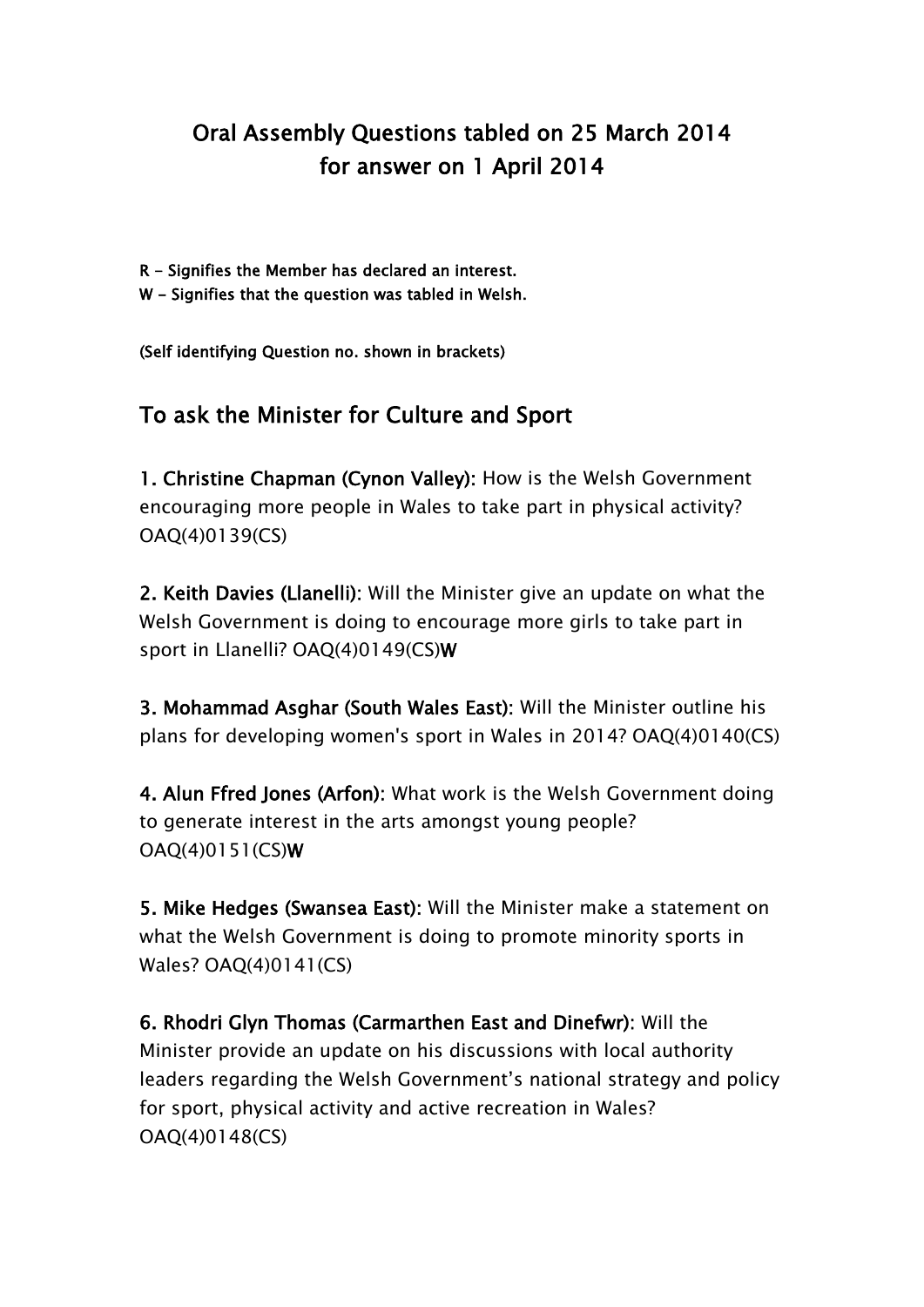# Oral Assembly Questions tabled on 25 March 2014 for answer on 1 April 2014

**R - Signifies the Member has declared an interest.**
**W - Signifies that the question was tabled in Welsh.**

**(Self identifying Question no. shown in brackets)**

## To ask the Minister for Culture and Sport

**1. Christine Chapman (Cynon Valley):** How is the Welsh Government encouraging more people in Wales to take part in physical activity? OAQ(4)0139(CS)

**2. Keith Davies (Llanelli):** Will the Minister give an update on what the Welsh Government is doing to encourage more girls to take part in sport in Llanelli? OAQ(4)0149(CS)**W**

**3. Mohammad Asghar (South Wales East):** Will the Minister outline his plans for developing women's sport in Wales in 2014? OAQ(4)0140(CS)

**4. Alun Ffred Jones (Arfon):** What work is the Welsh Government doing to generate interest in the arts amongst young people? OAQ(4)0151(CS)**W**

**5. Mike Hedges (Swansea East):** Will the Minister make a statement on what the Welsh Government is doing to promote minority sports in Wales? OAQ(4)0141(CS)

**6. Rhodri Glyn Thomas (Carmarthen East and Dinefwr):** Will the Minister provide an update on his discussions with local authority leaders regarding the Welsh Government's national strategy and policy for sport, physical activity and active recreation in Wales? OAQ(4)0148(CS)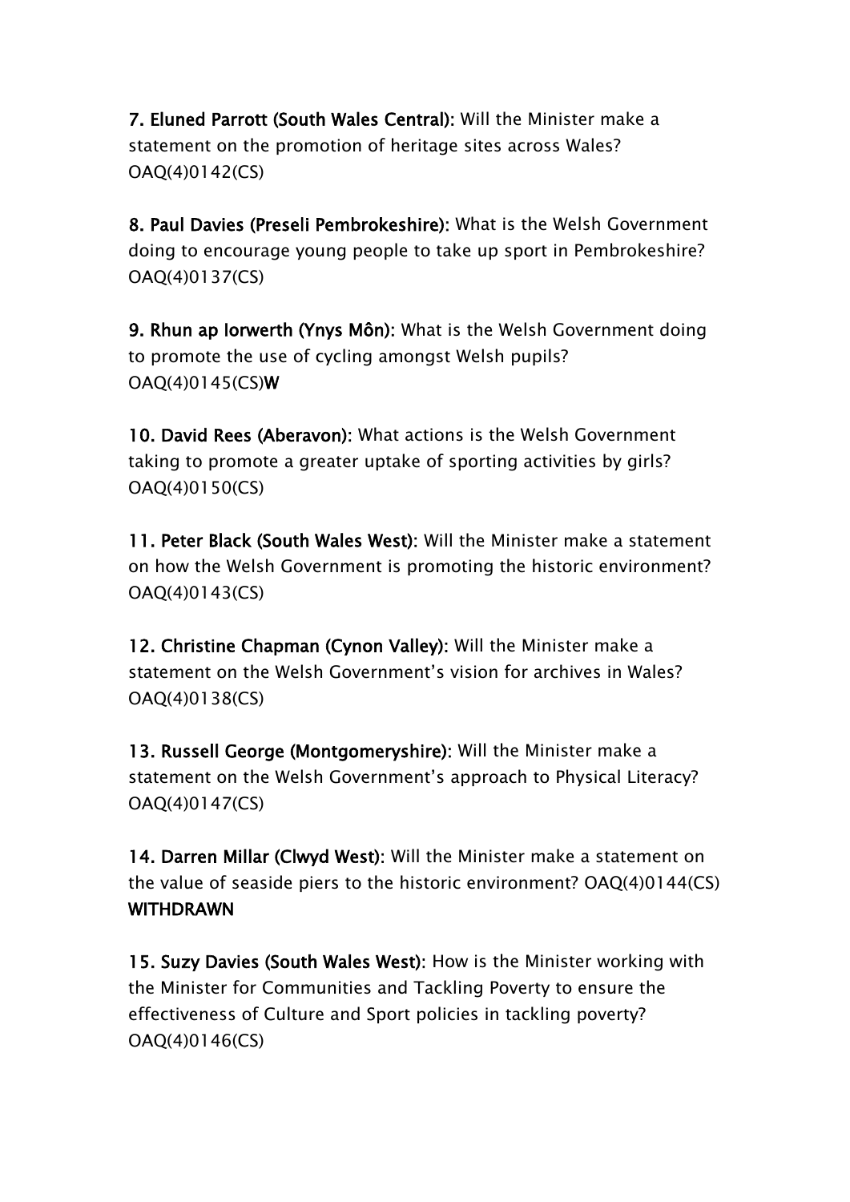**7. Eluned Parrott (South Wales Central):** Will the Minister make a statement on the promotion of heritage sites across Wales? OAQ(4)0142(CS)

**8. Paul Davies (Preseli Pembrokeshire):** What is the Welsh Government doing to encourage young people to take up sport in Pembrokeshire? OAQ(4)0137(CS)

**9. Rhun ap Iorwerth (Ynys Môn):** What is the Welsh Government doing to promote the use of cycling amongst Welsh pupils? OAQ(4)0145(CS)**W**

**10. David Rees (Aberavon):** What actions is the Welsh Government taking to promote a greater uptake of sporting activities by girls? OAQ(4)0150(CS)

**11. Peter Black (South Wales West):** Will the Minister make a statement on how the Welsh Government is promoting the historic environment? OAQ(4)0143(CS)

**12. Christine Chapman (Cynon Valley):** Will the Minister make a statement on the Welsh Government's vision for archives in Wales? OAQ(4)0138(CS)

**13. Russell George (Montgomeryshire):** Will the Minister make a statement on the Welsh Government's approach to Physical Literacy? OAQ(4)0147(CS)

**14. Darren Millar (Clwyd West):** Will the Minister make a statement on the value of seaside piers to the historic environment? OAQ(4)0144(CS) **WITHDRAWN**

**15. Suzy Davies (South Wales West):** How is the Minister working with the Minister for Communities and Tackling Poverty to ensure the effectiveness of Culture and Sport policies in tackling poverty? OAQ(4)0146(CS)